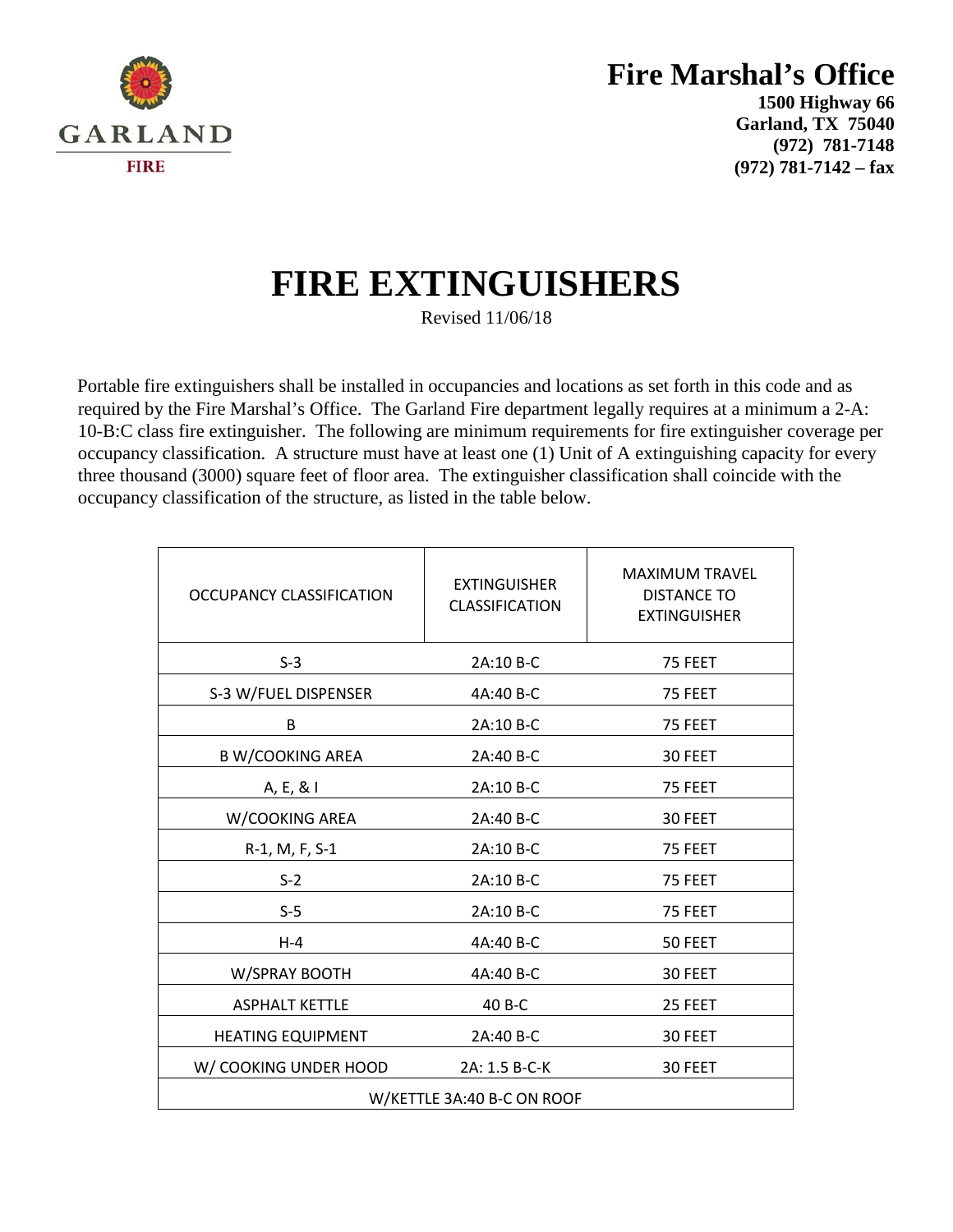GARLAND

FIRE

# Fire Marshal's Office

**1500 Highway 66**
**Garland, TX 75040**
**(972) 781-7148**
**(972) 781-7142 – fax**

# FIRE EXTINGUISHERS

Revised 11/06/18

Portable fire extinguishers shall be installed in occupancies and locations as set forth in this code and as required by the Fire Marshal's Office. The Garland Fire department legally requires at a minimum a 2-A: 10-B:C class fire extinguisher. The following are minimum requirements for fire extinguisher coverage per occupancy classification. A structure must have at least one (1) Unit of A extinguishing capacity for every three thousand (3000) square feet of floor area. The extinguisher classification shall coincide with the occupancy classification of the structure, as listed in the table below.

| OCCUPANCY CLASSIFICATION | EXTINGUISHER CLASSIFICATION | MAXIMUM TRAVEL DISTANCE TO EXTINGUISHER |
|---|---|---|
| S-3 | 2A:10 B-C | 75 FEET |
| S-3 W/FUEL DISPENSER | 4A:40 B-C | 75 FEET |
| B | 2A:10 B-C | 75 FEET |
| B W/COOKING AREA | 2A:40 B-C | 30 FEET |
| A, E, & I | 2A:10 B-C | 75 FEET |
| W/COOKING AREA | 2A:40 B-C | 30 FEET |
| R-1, M, F, S-1 | 2A:10 B-C | 75 FEET |
| S-2 | 2A:10 B-C | 75 FEET |
| S-5 | 2A:10 B-C | 75 FEET |
| H-4 | 4A:40 B-C | 50 FEET |
| W/SPRAY BOOTH | 4A:40 B-C | 30 FEET |
| ASPHALT KETTLE | 40 B-C | 25 FEET |
| HEATING EQUIPMENT | 2A:40 B-C | 30 FEET |
| W/ COOKING UNDER HOOD | 2A: 1.5 B-C-K | 30 FEET |
| W/KETTLE 3A:40 B-C ON ROOF | | |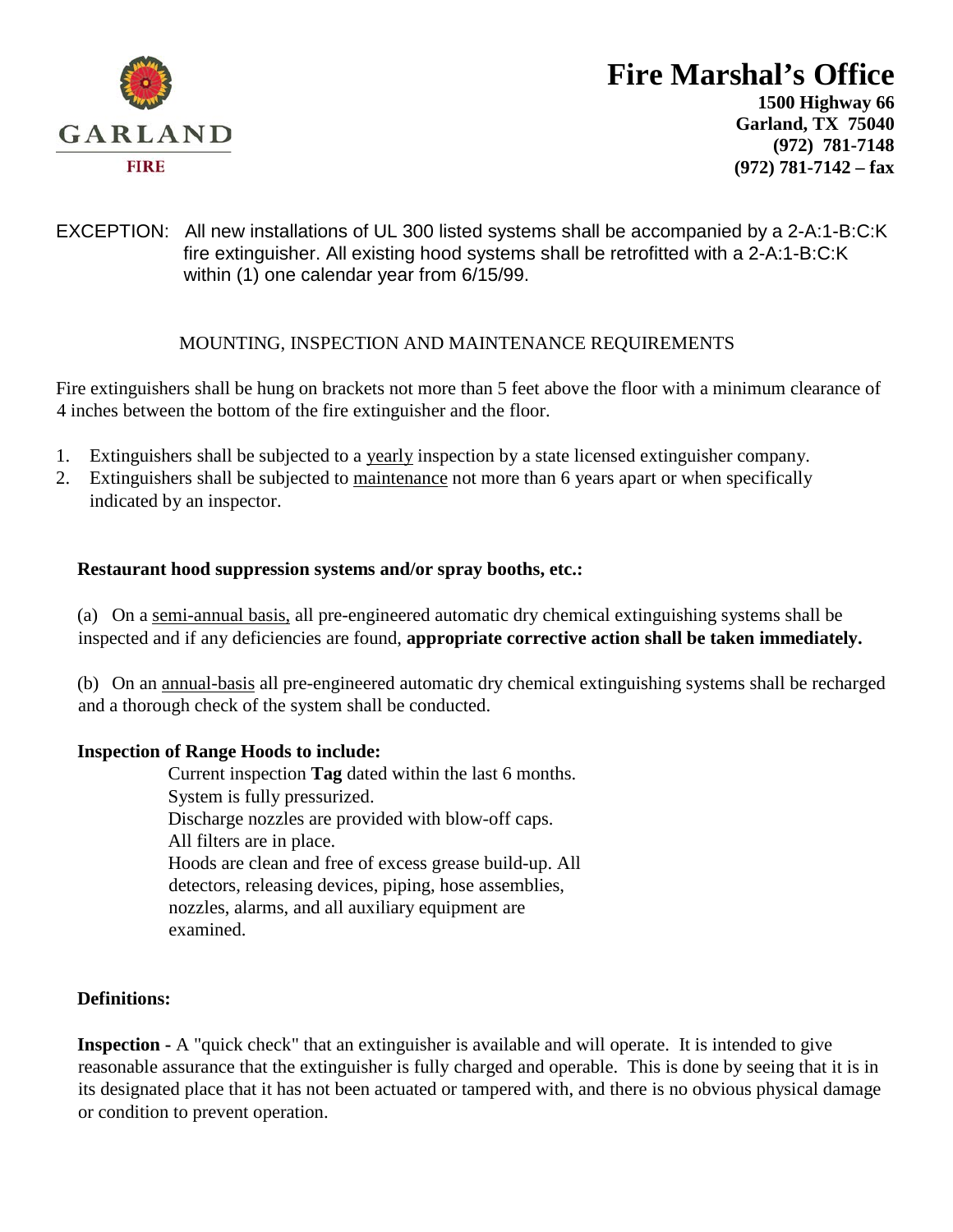# Fire Marshal's Office

**1500 Highway 66**
**Garland, TX 75040**
**(972) 781-7148**
**(972) 781-7142 – fax**

EXCEPTION: All new installations of UL 300 listed systems shall be accompanied by a 2-A:1-B:C:K fire extinguisher. All existing hood systems shall be retrofitted with a 2-A:1-B:C:K within (1) one calendar year from 6/15/99.

## MOUNTING, INSPECTION AND MAINTENANCE REQUIREMENTS

Fire extinguishers shall be hung on brackets not more than 5 feet above the floor with a minimum clearance of 4 inches between the bottom of the fire extinguisher and the floor.

1. Extinguishers shall be subjected to a yearly inspection by a state licensed extinguisher company.
2. Extinguishers shall be subjected to maintenance not more than 6 years apart or when specifically indicated by an inspector.

**Restaurant hood suppression systems and/or spray booths, etc.:**

(a) On a semi-annual basis, all pre-engineered automatic dry chemical extinguishing systems shall be inspected and if any deficiencies are found, **appropriate corrective action shall be taken immediately.**

(b) On an annual-basis all pre-engineered automatic dry chemical extinguishing systems shall be recharged and a thorough check of the system shall be conducted.

**Inspection of Range Hoods to include:**

Current inspection **Tag** dated within the last 6 months.
System is fully pressurized.
Discharge nozzles are provided with blow-off caps.
All filters are in place.
Hoods are clean and free of excess grease build-up. All detectors, releasing devices, piping, hose assemblies, nozzles, alarms, and all auxiliary equipment are examined.

**Definitions:**

**Inspection -** A "quick check" that an extinguisher is available and will operate. It is intended to give reasonable assurance that the extinguisher is fully charged and operable. This is done by seeing that it is in its designated place that it has not been actuated or tampered with, and there is no obvious physical damage or condition to prevent operation.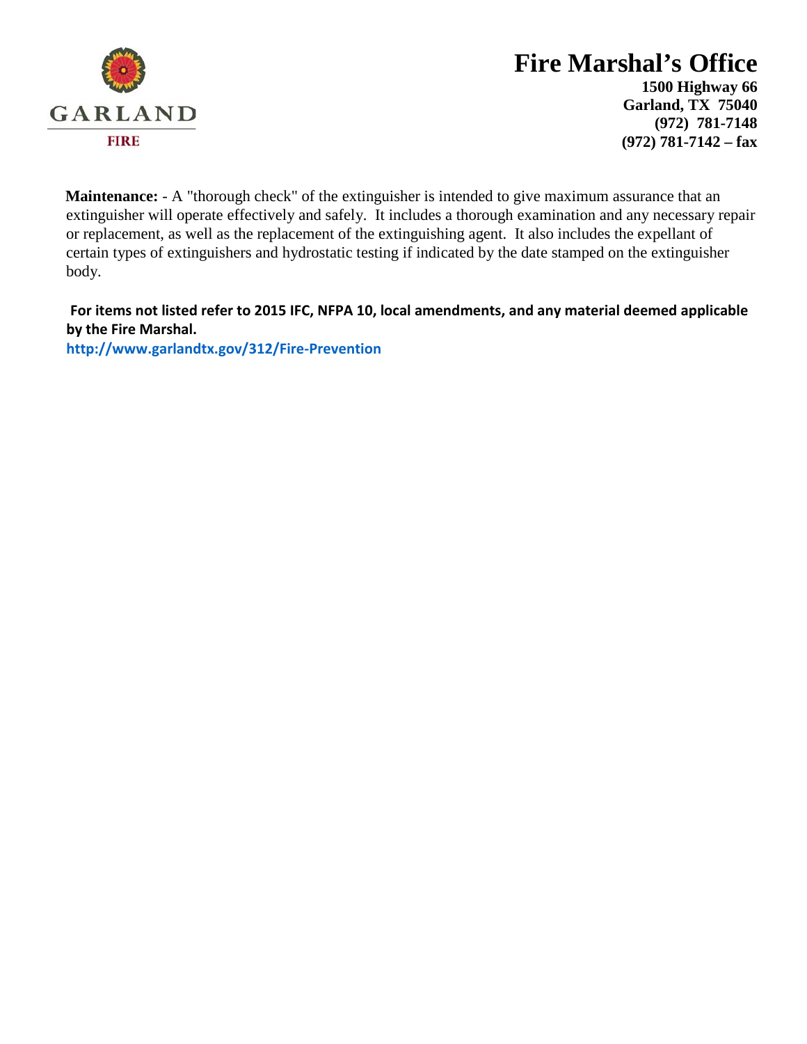# Fire Marshal's Office

**1500 Highway 66**
**Garland, TX 75040**
**(972) 781-7148**
**(972) 781-7142 – fax**

**Maintenance:** - A "thorough check" of the extinguisher is intended to give maximum assurance that an extinguisher will operate effectively and safely. It includes a thorough examination and any necessary repair or replacement, as well as the replacement of the extinguishing agent. It also includes the expellant of certain types of extinguishers and hydrostatic testing if indicated by the date stamped on the extinguisher body.

**For items not listed refer to 2015 IFC, NFPA 10, local amendments, and any material deemed applicable by the Fire Marshal.**

**http://www.garlandtx.gov/312/Fire-Prevention**